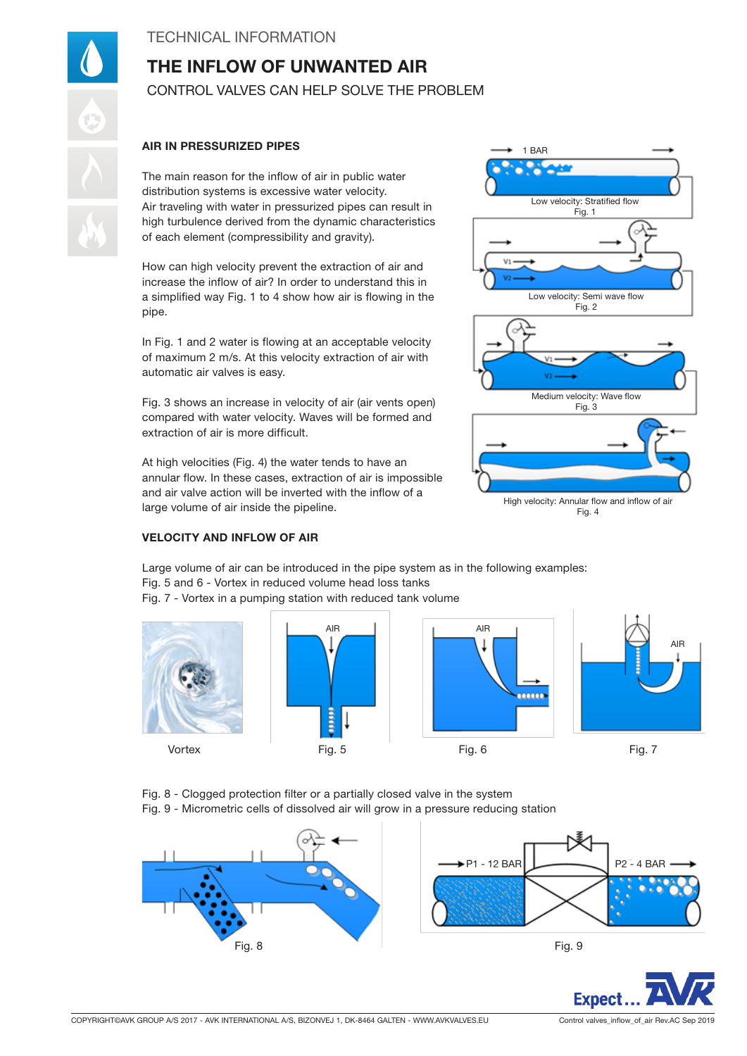TECHNICAL INFORMATION

# THE INFLOW OF UNWANTED AIR

CONTROL VALVES CAN HELP SOLVE THE PROBLEM

## AIR IN PRESSURIZED PIPES

The main reason for the inflow of air in public water distribution systems is excessive water velocity.
Air traveling with water in pressurized pipes can result in high turbulence derived from the dynamic characteristics of each element (compressibility and gravity).

How can high velocity prevent the extraction of air and increase the inflow of air? In order to understand this in a simplified way Fig. 1 to 4 show how air is flowing in the pipe.

In Fig. 1 and 2 water is flowing at an acceptable velocity of maximum 2 m/s. At this velocity extraction of air with automatic air valves is easy.

Fig. 3 shows an increase in velocity of air (air vents open) compared with water velocity. Waves will be formed and extraction of air is more difficult.

At high velocities (Fig. 4) the water tends to have an annular flow. In these cases, extraction of air is impossible and air valve action will be inverted with the inflow of a large volume of air inside the pipeline.

Low velocity: Stratified flow
Fig. 1

Low velocity: Semi wave flow
Fig. 2

Medium velocity: Wave flow
Fig. 3

High velocity: Annular flow and inflow of air
Fig. 4

## VELOCITY AND INFLOW OF AIR

Large volume of air can be introduced in the pipe system as in the following examples:
Fig. 5 and 6 - Vortex in reduced volume head loss tanks
Fig. 7 - Vortex in a pumping station with reduced tank volume

Vortex

Fig. 5

Fig. 6

Fig. 7

Fig. 8 - Clogged protection filter or a partially closed valve in the system
Fig. 9 - Micrometric cells of dissolved air will grow in a pressure reducing station

Fig. 8

Fig. 9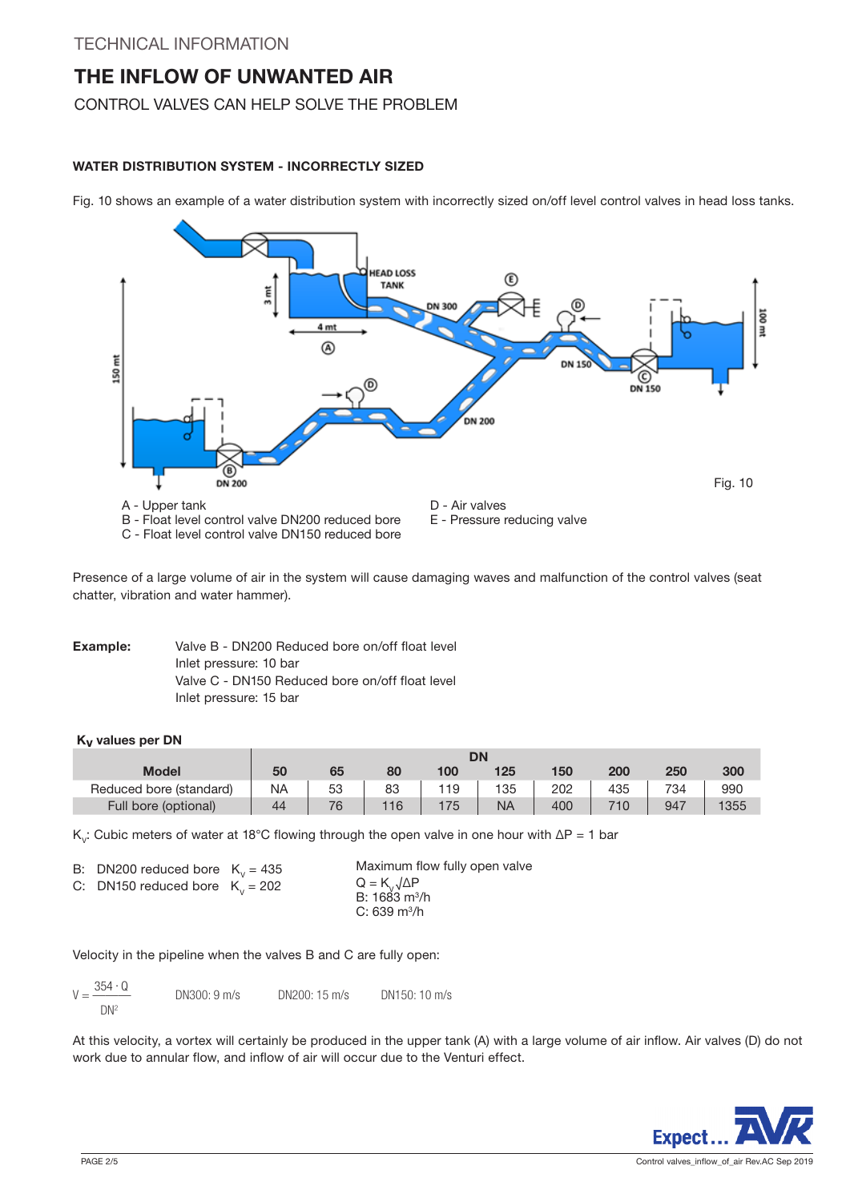TECHNICAL INFORMATION

# THE INFLOW OF UNWANTED AIR

CONTROL VALVES CAN HELP SOLVE THE PROBLEM

### WATER DISTRIBUTION SYSTEM - INCORRECTLY SIZED

Fig. 10 shows an example of a water distribution system with incorrectly sized on/off level control valves in head loss tanks.

Fig. 10

A - Upper tank
B - Float level control valve DN200 reduced bore
C - Float level control valve DN150 reduced bore
D - Air valves
E - Pressure reducing valve

Presence of a large volume of air in the system will cause damaging waves and malfunction of the control valves (seat chatter, vibration and water hammer).

**Example:** Valve B - DN200 Reduced bore on/off float level
Inlet pressure: 10 bar
Valve C - DN150 Reduced bore on/off float level
Inlet pressure: 15 bar

**$K_V$ values per DN**

| Model | DN | | | | | | | | |
|---|---|---|---|---|---|---|---|---|---|
| | 50 | 65 | 80 | 100 | 125 | 150 | 200 | 250 | 300 |
| Reduced bore (standard) | NA | 53 | 83 | 119 | 135 | 202 | 435 | 734 | 990 |
| Full bore (optional) | 44 | 76 | 116 | 175 | NA | 400 | 710 | 947 | 1355 |

$K_V$: Cubic meters of water at 18°C flowing through the open valve in one hour with ΔP = 1 bar

B: DN200 reduced bore $K_v = 435$
C: DN150 reduced bore $K_v = 202$

Maximum flow fully open valve
$Q = K_v\sqrt{\Delta P}$
B: 1683 m³/h
C: 639 m³/h

Velocity in the pipeline when the valves B and C are fully open:

$$V = \frac{354 \cdot Q}{DN^2}$$

DN300: 9 m/s DN200: 15 m/s DN150: 10 m/s

At this velocity, a vortex will certainly be produced in the upper tank (A) with a large volume of air inflow. Air valves (D) do not work due to annular flow, and inflow of air will occur due to the Venturi effect.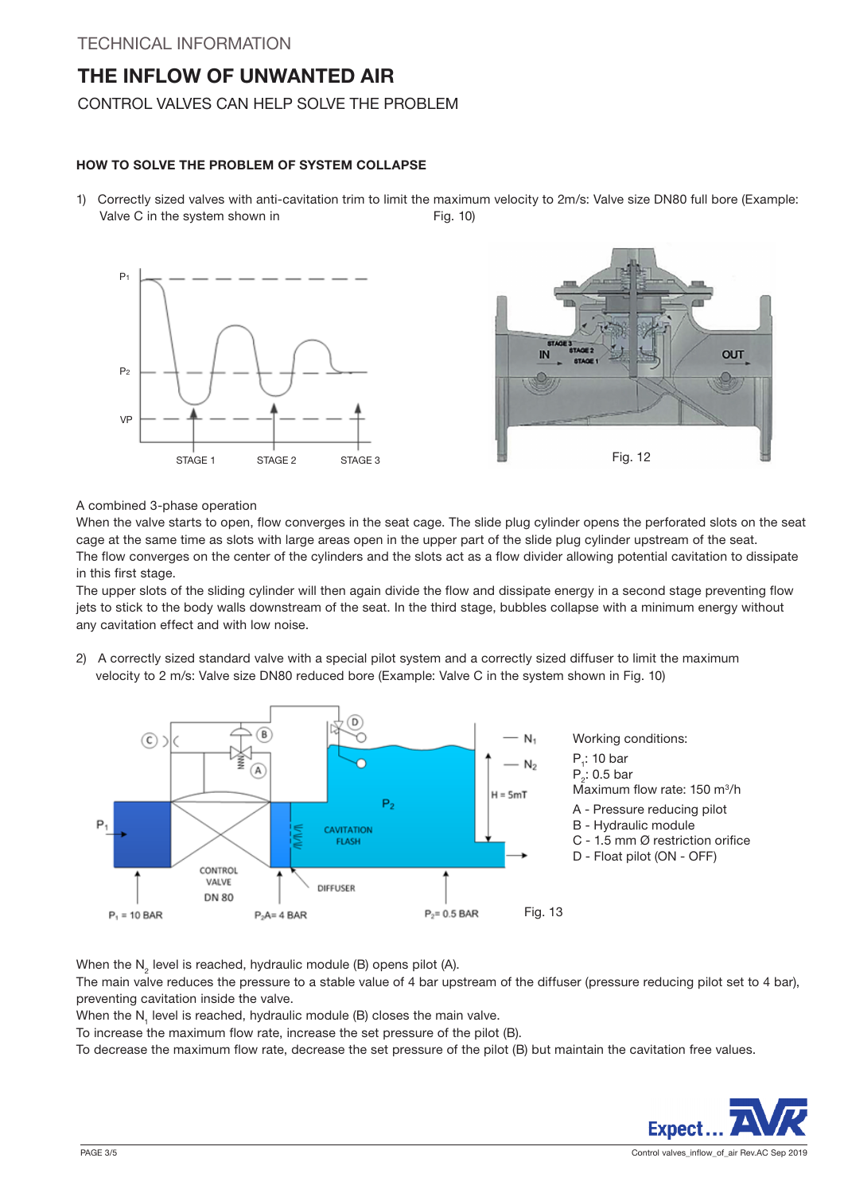TECHNICAL INFORMATION

# THE INFLOW OF UNWANTED AIR

CONTROL VALVES CAN HELP SOLVE THE PROBLEM

### HOW TO SOLVE THE PROBLEM OF SYSTEM COLLAPSE

1) Correctly sized valves with anti-cavitation trim to limit the maximum velocity to 2m/s: Valve size DN80 full bore (Example: Valve C in the system shown in Fig. 10)

Fig. 12

A combined 3-phase operation
When the valve starts to open, flow converges in the seat cage. The slide plug cylinder opens the perforated slots on the seat cage at the same time as slots with large areas open in the upper part of the slide plug cylinder upstream of the seat.
The flow converges on the center of the cylinders and the slots act as a flow divider allowing potential cavitation to dissipate in this first stage.
The upper slots of the sliding cylinder will then again divide the flow and dissipate energy in a second stage preventing flow jets to stick to the body walls downstream of the seat. In the third stage, bubbles collapse with a minimum energy without any cavitation effect and with low noise.

2) A correctly sized standard valve with a special pilot system and a correctly sized diffuser to limit the maximum velocity to 2 m/s: Valve size DN80 reduced bore (Example: Valve C in the system shown in Fig. 10)

Fig. 13

Working conditions:
$P_1$: 10 bar
$P_2$: 0.5 bar
Maximum flow rate: 150 m³/h
A - Pressure reducing pilot
B - Hydraulic module
C - 1.5 mm Ø restriction orifice
D - Float pilot (ON - OFF)

When the $N_2$ level is reached, hydraulic module (B) opens pilot (A).
The main valve reduces the pressure to a stable value of 4 bar upstream of the diffuser (pressure reducing pilot set to 4 bar), preventing cavitation inside the valve.
When the $N_1$ level is reached, hydraulic module (B) closes the main valve.
To increase the maximum flow rate, increase the set pressure of the pilot (B).
To decrease the maximum flow rate, decrease the set pressure of the pilot (B) but maintain the cavitation free values.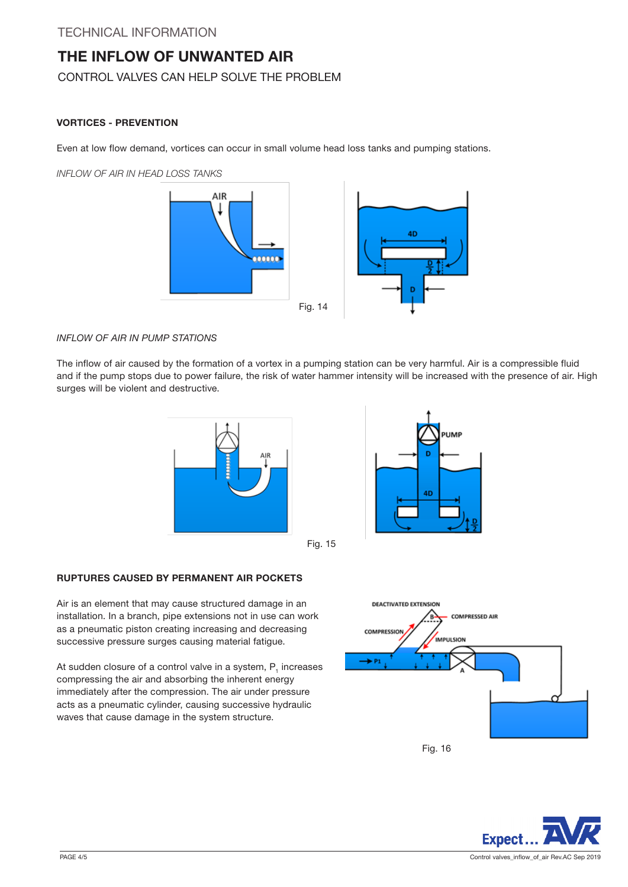TECHNICAL INFORMATION

# THE INFLOW OF UNWANTED AIR

## CONTROL VALVES CAN HELP SOLVE THE PROBLEM

### VORTICES - PREVENTION

Even at low flow demand, vortices can occur in small volume head loss tanks and pumping stations.

*INFLOW OF AIR IN HEAD LOSS TANKS*

Fig. 14

*INFLOW OF AIR IN PUMP STATIONS*

The inflow of air caused by the formation of a vortex in a pumping station can be very harmful. Air is a compressible fluid and if the pump stops due to power failure, the risk of water hammer intensity will be increased with the presence of air. High surges will be violent and destructive.

Fig. 15

### RUPTURES CAUSED BY PERMANENT AIR POCKETS

Air is an element that may cause structured damage in an installation. In a branch, pipe extensions not in use can work as a pneumatic piston creating increasing and decreasing successive pressure surges causing material fatigue.

At sudden closure of a control valve in a system, $P_1$ increases compressing the air and absorbing the inherent energy immediately after the compression. The air under pressure acts as a pneumatic cylinder, causing successive hydraulic waves that cause damage in the system structure.

Fig. 16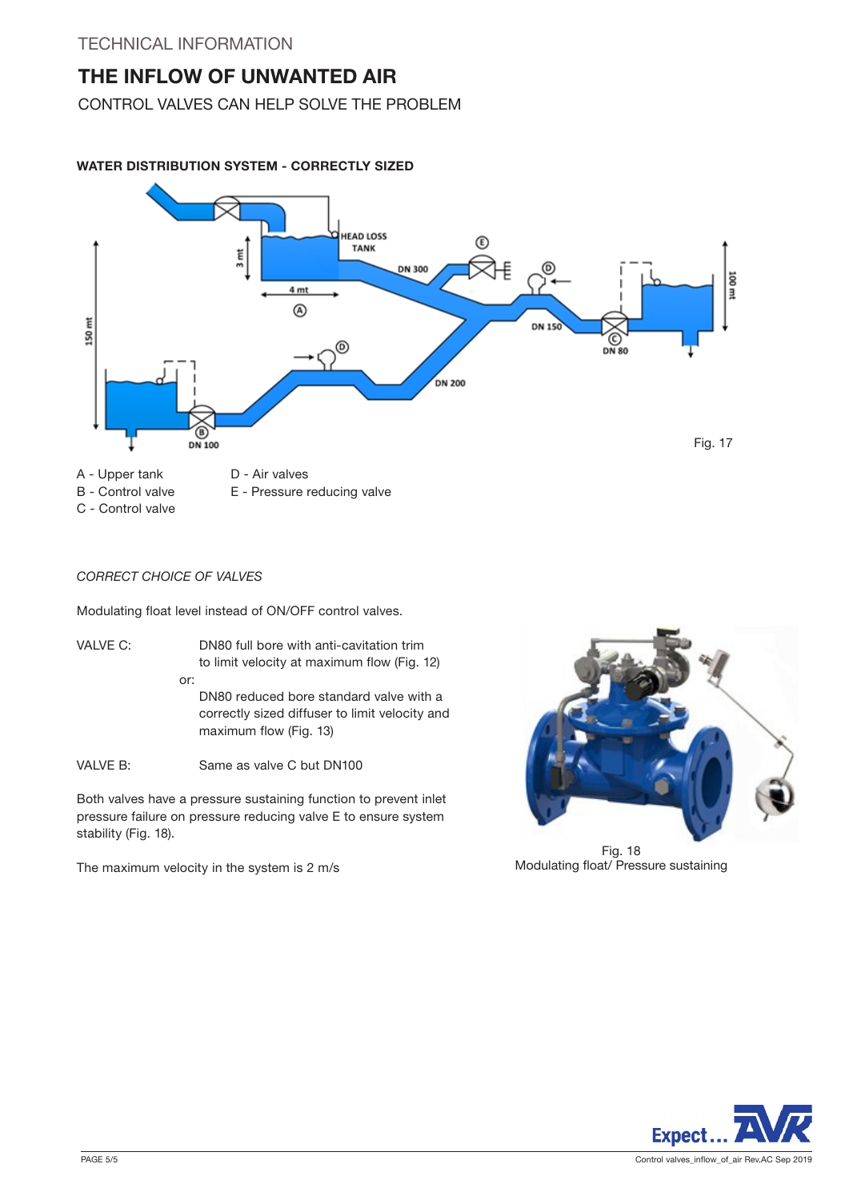TECHNICAL INFORMATION

# THE INFLOW OF UNWANTED AIR

CONTROL VALVES CAN HELP SOLVE THE PROBLEM

**WATER DISTRIBUTION SYSTEM - CORRECTLY SIZED**

HEAD LOSS TANK
3 mt
4 mt
A
E
D
DN 300
DN 150
DN 80
C
100 mt
150 mt
D
DN 200
B
DN 100

Fig. 17

A - Upper tank
B - Control valve
C - Control valve
D - Air valves
E - Pressure reducing valve

*CORRECT CHOICE OF VALVES*

Modulating float level instead of ON/OFF control valves.

VALVE C: DN80 full bore with anti-cavitation trim to limit velocity at maximum flow (Fig. 12)

or:

DN80 reduced bore standard valve with a correctly sized diffuser to limit velocity and maximum flow (Fig. 13)

VALVE B: Same as valve C but DN100

Both valves have a pressure sustaining function to prevent inlet pressure failure on pressure reducing valve E to ensure system stability (Fig. 18).

The maximum velocity in the system is 2 m/s

Fig. 18
Modulating float/ Pressure sustaining